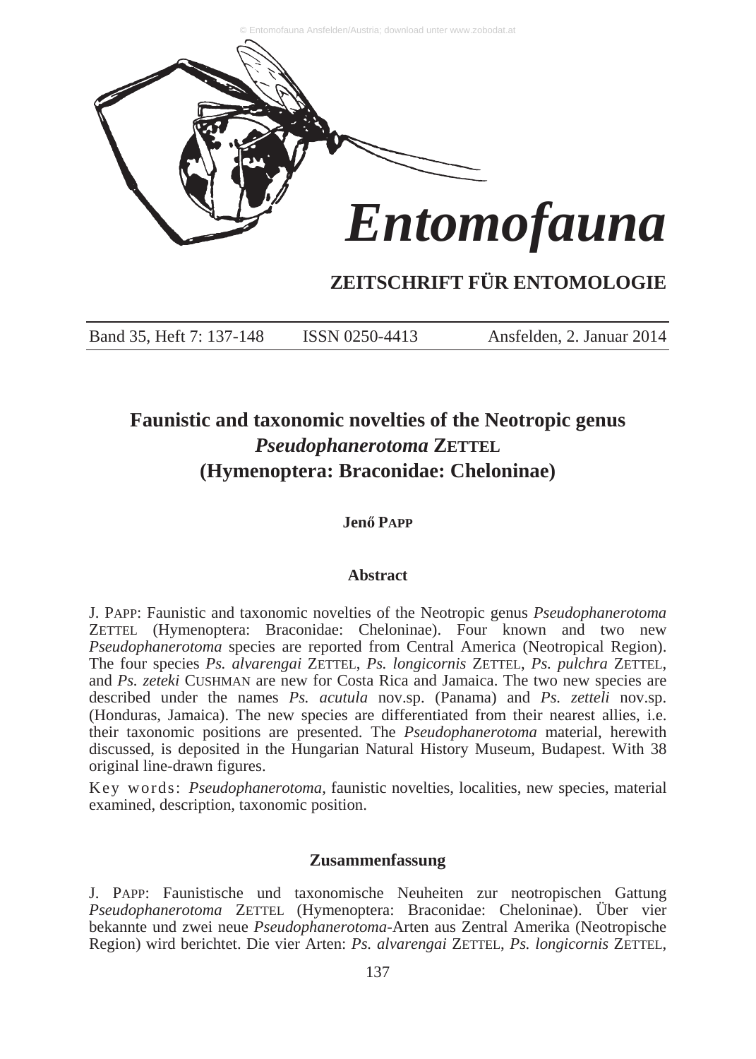# Entomofauna

**ZEITSCHRIFT FÜR ENTOMOLOGIE**

Band 35, Heft 7: 137-148 ISSN 0250-4413 Ansfelden, 2. Januar 2014

## Faunistic and taxonomic novelties of the Neotropic genus *Pseudophanerotoma* ZETTEL (Hymenoptera: Braconidae: Cheloninae)

**Jenő PAPP**

### Abstract

J. PAPP: Faunistic and taxonomic novelties of the Neotropic genus *Pseudophanerotoma* ZETTEL (Hymenoptera: Braconidae: Cheloninae). Four known and two new *Pseudophanerotoma* species are reported from Central America (Neotropical Region). The four species *Ps. alvarengai* ZETTEL, *Ps. longicornis* ZETTEL, *Ps. pulchra* ZETTEL, and *Ps. zeteki* CUSHMAN are new for Costa Rica and Jamaica. The two new species are described under the names *Ps. acutula* nov.sp. (Panama) and *Ps. zetteli* nov.sp. (Honduras, Jamaica). The new species are differentiated from their nearest allies, i.e. their taxonomic positions are presented. The *Pseudophanerotoma* material, herewith discussed, is deposited in the Hungarian Natural History Museum, Budapest. With 38 original line-drawn figures.

Key words: *Pseudophanerotoma*, faunistic novelties, localities, new species, material examined, description, taxonomic position.

### Zusammenfassung

J. PAPP: Faunistische und taxonomische Neuheiten zur neotropischen Gattung *Pseudophanerotoma* ZETTEL (Hymenoptera: Braconidae: Cheloninae). Über vier bekannte und zwei neue *Pseudophanerotoma*-Arten aus Zentral Amerika (Neotropische Region) wird berichtet. Die vier Arten: *Ps. alvarengai* ZETTEL, *Ps. longicornis* ZETTEL,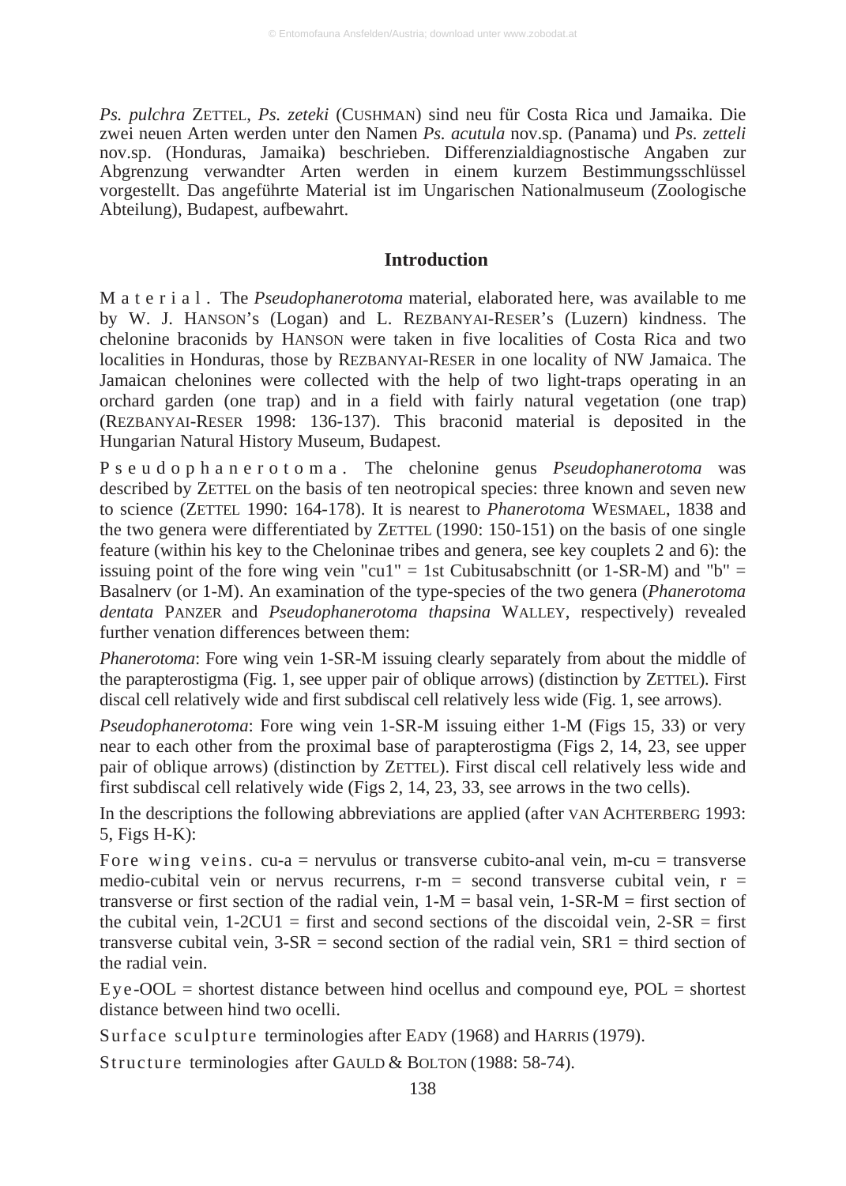*Ps. pulchra* ZETTEL, *Ps. zeteki* (CUSHMAN) sind neu für Costa Rica und Jamaika. Die zwei neuen Arten werden unter den Namen *Ps. acutula* nov.sp. (Panama) und *Ps. zettelі* nov.sp. (Honduras, Jamaika) beschrieben. Differenzialdiagnostische Angaben zur Abgrenzung verwandter Arten werden in einem kurzem Bestimmungsschlüssel vorgestellt. Das angeführte Material ist im Ungarischen Nationalmuseum (Zoologische Abteilung), Budapest, aufbewahrt.

## Introduction

M a t e r i a l . The *Pseudophanerotoma* material, elaborated here, was available to me by W. J. HANSON's (Logan) and L. REZBANYAI-RESER's (Luzern) kindness. The chelonine braconids by HANSON were taken in five localities of Costa Rica and two localities in Honduras, those by REZBANYAI-RESER in one locality of NW Jamaica. The Jamaican chelonines were collected with the help of two light-traps operating in an orchard garden (one trap) and in a field with fairly natural vegetation (one trap) (REZBANYAI-RESER 1998: 136-137). This braconid material is deposited in the Hungarian Natural History Museum, Budapest.

P s e u d o p h a n e r o t o m a . The chelonine genus *Pseudophanerotoma* was described by ZETTEL on the basis of ten neotropical species: three known and seven new to science (ZETTEL 1990: 164-178). It is nearest to *Phanerotoma* WESMAEL, 1838 and the two genera were differentiated by ZETTEL (1990: 150-151) on the basis of one single feature (within his key to the Cheloninae tribes and genera, see key couplets 2 and 6): the issuing point of the fore wing vein "cu1" = 1st Cubitusabschnitt (or 1-SR-M) and "b" = Basalnerv (or 1-M). An examination of the type-species of the two genera (*Phanerotoma dentata* PANZER and *Pseudophanerotoma thapsina* WALLEY, respectively) revealed further venation differences between them:

*Phanerotoma*: Fore wing vein 1-SR-M issuing clearly separately from about the middle of the parapterostigma (Fig. 1, see upper pair of oblique arrows) (distinction by ZETTEL). First discal cell relatively wide and first subdiscal cell relatively less wide (Fig. 1, see arrows).

*Pseudophanerotoma*: Fore wing vein 1-SR-M issuing either 1-M (Figs 15, 33) or very near to each other from the proximal base of parapterostigma (Figs 2, 14, 23, see upper pair of oblique arrows) (distinction by ZETTEL). First discal cell relatively less wide and first subdiscal cell relatively wide (Figs 2, 14, 23, 33, see arrows in the two cells).

In the descriptions the following abbreviations are applied (after VAN ACHTERBERG 1993: 5, Figs H-K):

F o r e w i n g v e i n s . cu-a = nervulus or transverse cubito-anal vein, m-cu = transverse medio-cubital vein or nervus recurrens, r-m = second transverse cubital vein, r = transverse or first section of the radial vein, 1-M = basal vein, 1-SR-M = first section of the cubital vein, 1-2CU1 = first and second sections of the discoidal vein, 2-SR = first transverse cubital vein, 3-SR = second section of the radial vein, SR1 = third section of the radial vein.

E y e -OOL = shortest distance between hind ocellus and compound eye, POL = shortest distance between hind two ocelli.

S u r f a c e s c u l p t u r e terminologies after EADY (1968) and HARRIS (1979).

S t r u c t u r e terminologies after GAULD & BOLTON (1988: 58-74).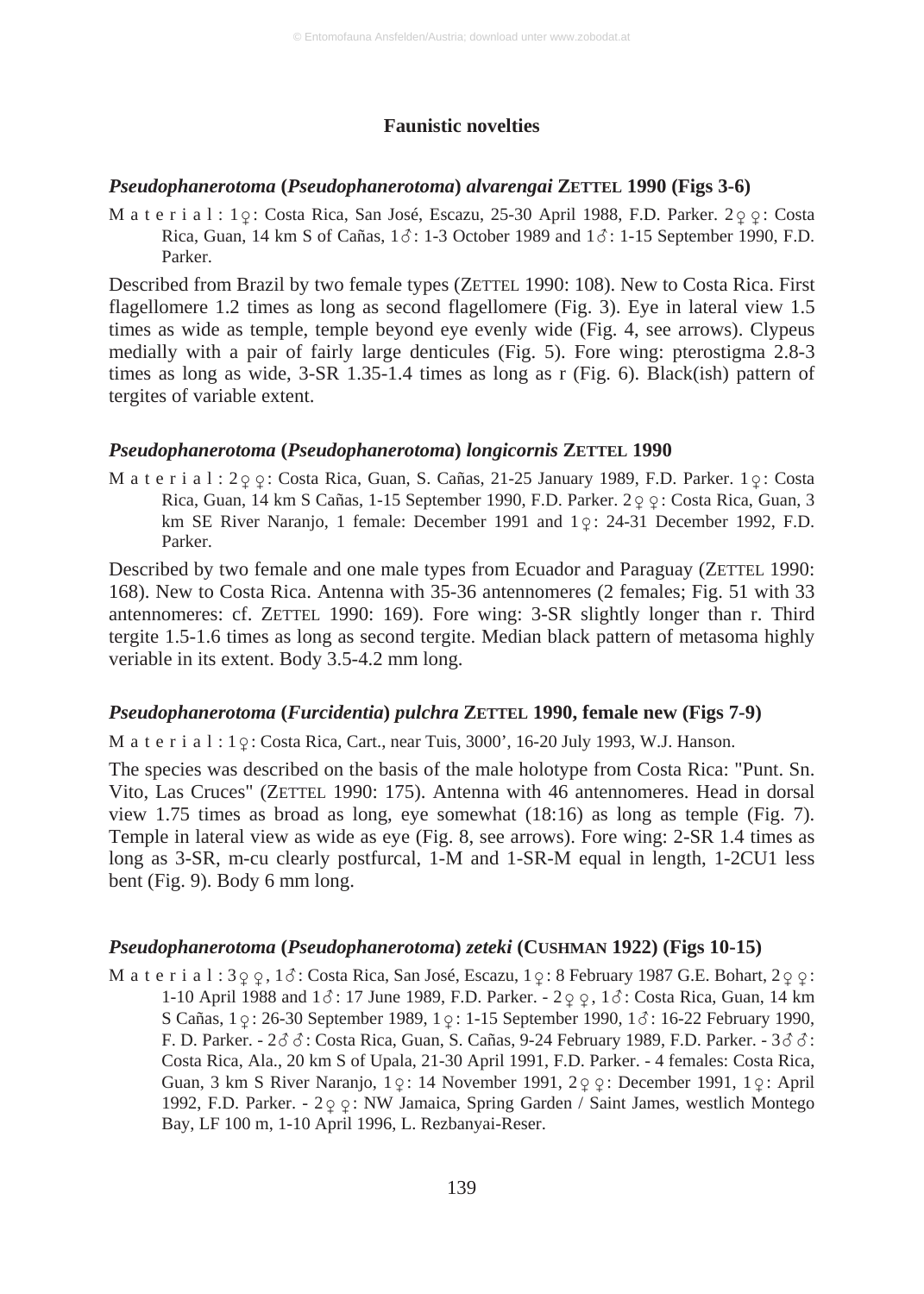## Faunistic novelties

### *Pseudophanerotoma* (*Pseudophanerotoma*) *alvarengai* ZETTEL 1990 (Figs 3-6)

M a t e r i a l : 1♀: Costa Rica, San José, Escazu, 25-30 April 1988, F.D. Parker. 2♀♀: Costa Rica, Guan, 14 km S of Cañas, 1♂: 1-3 October 1989 and 1♂: 1-15 September 1990, F.D. Parker.

Described from Brazil by two female types (ZETTEL 1990: 108). New to Costa Rica. First flagellomere 1.2 times as long as second flagellomere (Fig. 3). Eye in lateral view 1.5 times as wide as temple, temple beyond eye evenly wide (Fig. 4, see arrows). Clypeus medially with a pair of fairly large denticules (Fig. 5). Fore wing: pterostigma 2.8-3 times as long as wide, 3-SR 1.35-1.4 times as long as r (Fig. 6). Black(ish) pattern of tergites of variable extent.

### *Pseudophanerotoma* (*Pseudophanerotoma*) *longicornis* ZETTEL 1990

M a t e r i a l : 2♀♀: Costa Rica, Guan, S. Cañas, 21-25 January 1989, F.D. Parker. 1♀: Costa Rica, Guan, 14 km S Cañas, 1-15 September 1990, F.D. Parker. 2♀♀: Costa Rica, Guan, 3 km SE River Naranjo, 1 female: December 1991 and 1♀: 24-31 December 1992, F.D. Parker.

Described by two female and one male types from Ecuador and Paraguay (ZETTEL 1990: 168). New to Costa Rica. Antenna with 35-36 antennomeres (2 females; Fig. 51 with 33 antennomeres: cf. ZETTEL 1990: 169). Fore wing: 3-SR slightly longer than r. Third tergite 1.5-1.6 times as long as second tergite. Median black pattern of metasoma highly veriable in its extent. Body 3.5-4.2 mm long.

### *Pseudophanerotoma* (*Furcidentia*) *pulchra* ZETTEL 1990, female new (Figs 7-9)

M a t e r i a l : 1♀: Costa Rica, Cart., near Tuis, 3000', 16-20 July 1993, W.J. Hanson.

The species was described on the basis of the male holotype from Costa Rica: "Punt. Sn. Vito, Las Cruces" (ZETTEL 1990: 175). Antenna with 46 antennomeres. Head in dorsal view 1.75 times as broad as long, eye somewhat (18:16) as long as temple (Fig. 7). Temple in lateral view as wide as eye (Fig. 8, see arrows). Fore wing: 2-SR 1.4 times as long as 3-SR, m-cu clearly postfurcal, 1-M and 1-SR-M equal in length, 1-2CU1 less bent (Fig. 9). Body 6 mm long.

### *Pseudophanerotoma* (*Pseudophanerotoma*) *zeteki* (CUSHMAN 1922) (Figs 10-15)

M a t e r i a l : 3♀♀, 1♂: Costa Rica, San José, Escazu, 1♀: 8 February 1987 G.E. Bohart, 2♀♀: 1-10 April 1988 and 1♂: 17 June 1989, F.D. Parker. - 2♀♀, 1♂: Costa Rica, Guan, 14 km S Cañas, 1♀: 26-30 September 1989, 1♀: 1-15 September 1990, 1♂: 16-22 February 1990, F. D. Parker. - 2♂♂: Costa Rica, Guan, S. Cañas, 9-24 February 1989, F.D. Parker. - 3♂♂: Costa Rica, Ala., 20 km S of Upala, 21-30 April 1991, F.D. Parker. - 4 females: Costa Rica, Guan, 3 km S River Naranjo, 1♀: 14 November 1991, 2♀♀: December 1991, 1♀: April 1992, F.D. Parker. - 2♀♀: NW Jamaica, Spring Garden / Saint James, westlich Montego Bay, LF 100 m, 1-10 April 1996, L. Rezbanyai-Reser.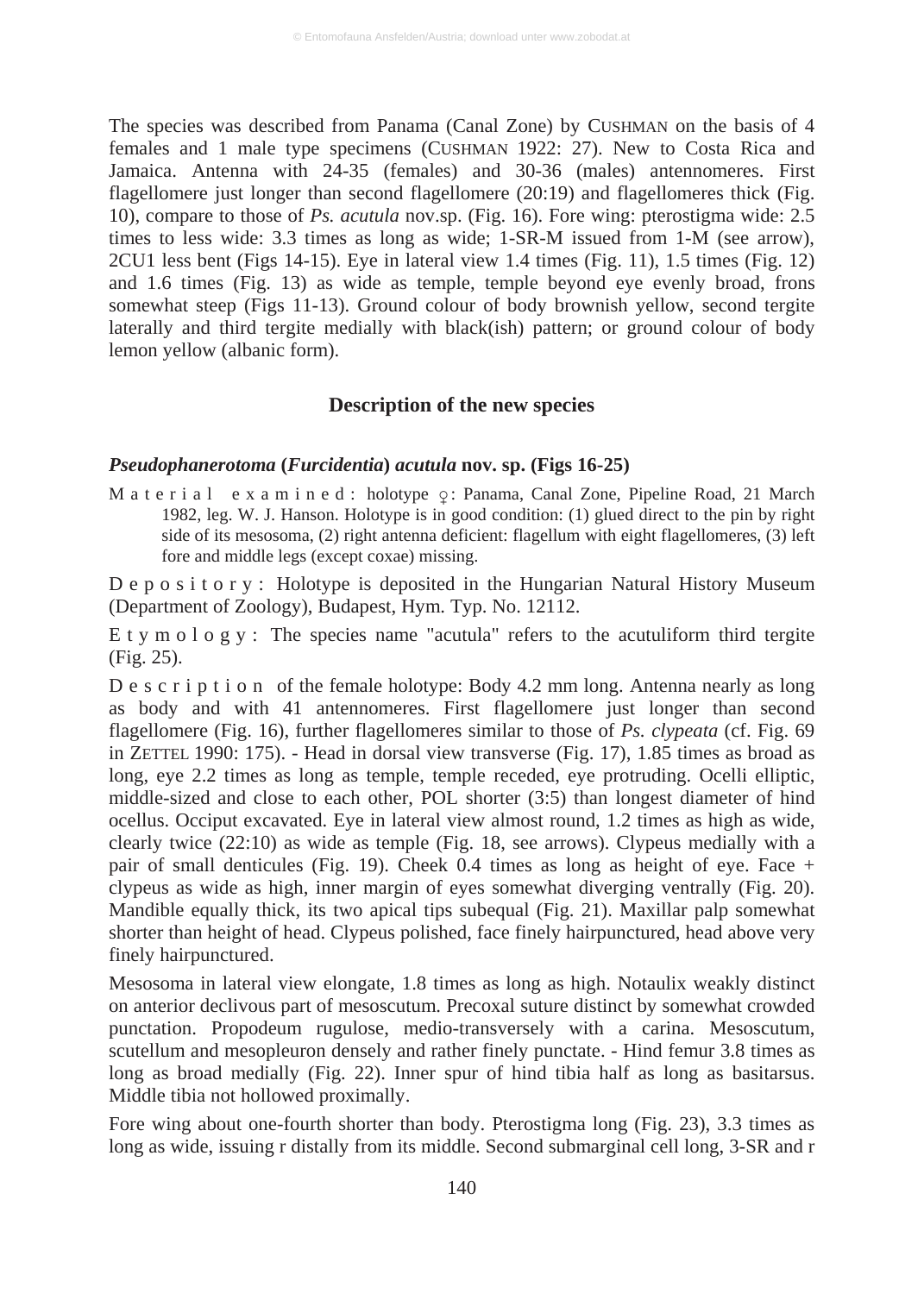The species was described from Panama (Canal Zone) by CUSHMAN on the basis of 4 females and 1 male type specimens (CUSHMAN 1922: 27). New to Costa Rica and Jamaica. Antenna with 24-35 (females) and 30-36 (males) antennomeres. First flagellomere just longer than second flagellomere (20:19) and flagellomeres thick (Fig. 10), compare to those of *Ps. acutula* nov.sp. (Fig. 16). Fore wing: pterostigma wide: 2.5 times to less wide: 3.3 times as long as wide; 1-SR-M issued from 1-M (see arrow), 2CU1 less bent (Figs 14-15). Eye in lateral view 1.4 times (Fig. 11), 1.5 times (Fig. 12) and 1.6 times (Fig. 13) as wide as temple, temple beyond eye evenly broad, frons somewhat steep (Figs 11-13). Ground colour of body brownish yellow, second tergite laterally and third tergite medially with black(ish) pattern; or ground colour of body lemon yellow (albanic form).

## Description of the new species

### *Pseudophanerotoma* (*Furcidentia*) *acutula* nov. sp. (Figs 16-25)

M a t e r i a l   e x a m i n e d : holotype ♀: Panama, Canal Zone, Pipeline Road, 21 March 1982, leg. W. J. Hanson. Holotype is in good condition: (1) glued direct to the pin by right side of its mesosoma, (2) right antenna deficient: flagellum with eight flagellomeres, (3) left fore and middle legs (except coxae) missing.

D e p o s i t o r y : Holotype is deposited in the Hungarian Natural History Museum (Department of Zoology), Budapest, Hym. Typ. No. 12112.

E t y m o l o g y : The species name "acutula" refers to the acutuliform third tergite (Fig. 25).

D e s c r i p t i o n of the female holotype: Body 4.2 mm long. Antenna nearly as long as body and with 41 antennomeres. First flagellomere just longer than second flagellomere (Fig. 16), further flagellomeres similar to those of *Ps. clypeata* (cf. Fig. 69 in ZETTEL 1990: 175). - Head in dorsal view transverse (Fig. 17), 1.85 times as broad as long, eye 2.2 times as long as temple, temple receded, eye protruding. Ocelli elliptic, middle-sized and close to each other, POL shorter (3:5) than longest diameter of hind ocellus. Occiput excavated. Eye in lateral view almost round, 1.2 times as high as wide, clearly twice (22:10) as wide as temple (Fig. 18, see arrows). Clypeus medially with a pair of small denticules (Fig. 19). Cheek 0.4 times as long as height of eye. Face + clypeus as wide as high, inner margin of eyes somewhat diverging ventrally (Fig. 20). Mandible equally thick, its two apical tips subequal (Fig. 21). Maxillar palp somewhat shorter than height of head. Clypeus polished, face finely hairpunctured, head above very finely hairpunctured.

Mesosoma in lateral view elongate, 1.8 times as long as high. Notaulix weakly distinct on anterior declivous part of mesoscutum. Precoxal suture distinct by somewhat crowded punctation. Propodeum rugulose, medio-transversely with a carina. Mesoscutum, scutellum and mesopleuron densely and rather finely punctate. - Hind femur 3.8 times as long as broad medially (Fig. 22). Inner spur of hind tibia half as long as basitarsus. Middle tibia not hollowed proximally.

Fore wing about one-fourth shorter than body. Pterostigma long (Fig. 23), 3.3 times as long as wide, issuing r distally from its middle. Second submarginal cell long, 3-SR and r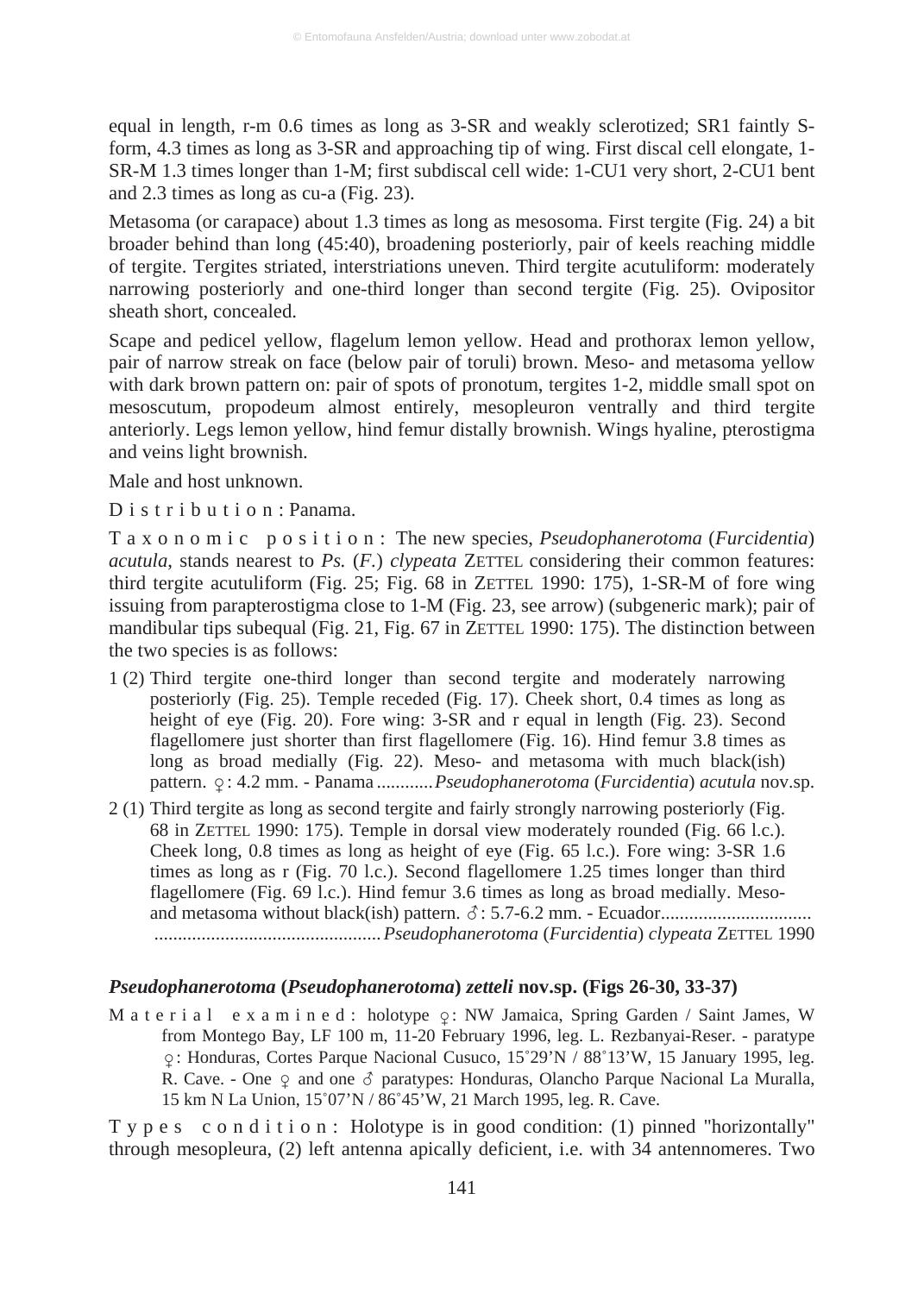equal in length, r-m 0.6 times as long as 3-SR and weakly sclerotized; SR1 faintly S-form, 4.3 times as long as 3-SR and approaching tip of wing. First discal cell elongate, 1-SR-M 1.3 times longer than 1-M; first subdiscal cell wide: 1-CU1 very short, 2-CU1 bent and 2.3 times as long as cu-a (Fig. 23).

Metasoma (or carapace) about 1.3 times as long as mesosoma. First tergite (Fig. 24) a bit broader behind than long (45:40), broadening posteriorly, pair of keels reaching middle of tergite. Tergites striated, interstriations uneven. Third tergite acutuliform: moderately narrowing posteriorly and one-third longer than second tergite (Fig. 25). Ovipositor sheath short, concealed.

Scape and pedicel yellow, flagelum lemon yellow. Head and prothorax lemon yellow, pair of narrow streak on face (below pair of toruli) brown. Meso- and metasoma yellow with dark brown pattern on: pair of spots of pronotum, tergites 1-2, middle small spot on mesoscutum, propodeum almost entirely, mesopleuron ventrally and third tergite anteriorly. Legs lemon yellow, hind femur distally brownish. Wings hyaline, pterostigma and veins light brownish.

Male and host unknown.

D i s t r i b u t i o n : Panama.

T a x o n o m i c   p o s i t i o n : The new species, *Pseudophanerotoma* (*Furcidentia*) *acutula*, stands nearest to *Ps.* (*F.*) *clypeata* ZETTEL considering their common features: third tergite acutuliform (Fig. 25; Fig. 68 in ZETTEL 1990: 175), 1-SR-M of fore wing issuing from parapterostigma close to 1-M (Fig. 23, see arrow) (subgeneric mark); pair of mandibular tips subequal (Fig. 21, Fig. 67 in ZETTEL 1990: 175). The distinction between the two species is as follows:

1 (2) Third tergite one-third longer than second tergite and moderately narrowing posteriorly (Fig. 25). Temple receded (Fig. 17). Cheek short, 0.4 times as long as height of eye (Fig. 20). Fore wing: 3-SR and r equal in length (Fig. 23). Second flagellomere just shorter than first flagellomere (Fig. 16). Hind femur 3.8 times as long as broad medially (Fig. 22). Meso- and metasoma with much black(ish) pattern. ♀: 4.2 mm. - Panama ............ *Pseudophanerotoma* (*Furcidentia*) *acutula* nov.sp.

2 (1) Third tergite as long as second tergite and fairly strongly narrowing posteriorly (Fig. 68 in ZETTEL 1990: 175). Temple in dorsal view moderately rounded (Fig. 66 l.c.). Cheek long, 0.8 times as long as height of eye (Fig. 65 l.c.). Fore wing: 3-SR 1.6 times as long as r (Fig. 70 l.c.). Second flagellomere 1.25 times longer than third flagellomere (Fig. 69 l.c.). Hind femur 3.6 times as long as broad medially. Meso- and metasoma without black(ish) pattern. ♂: 5.7-6.2 mm. - Ecuador................................ ................................................ *Pseudophanerotoma* (*Furcidentia*) *clypeata* ZETTEL 1990

### *Pseudophanerotoma* (*Pseudophanerotoma*) *zetteli* nov.sp. (Figs 26-30, 33-37)

M a t e r i a l   e x a m i n e d : holotype ♀: NW Jamaica, Spring Garden / Saint James, W from Montego Bay, LF 100 m, 11-20 February 1996, leg. L. Rezbanyai-Reser. - paratype ♀: Honduras, Cortes Parque Nacional Cusuco, 15˚29'N / 88˚13'W, 15 January 1995, leg. R. Cave. - One ♀ and one ♂ paratypes: Honduras, Olancho Parque Nacional La Muralla, 15 km N La Union, 15˚07'N / 86˚45'W, 21 March 1995, leg. R. Cave.

T y p e s   c o n d i t i o n : Holotype is in good condition: (1) pinned "horizontally" through mesopleura, (2) left antenna apically deficient, i.e. with 34 antennomeres. Two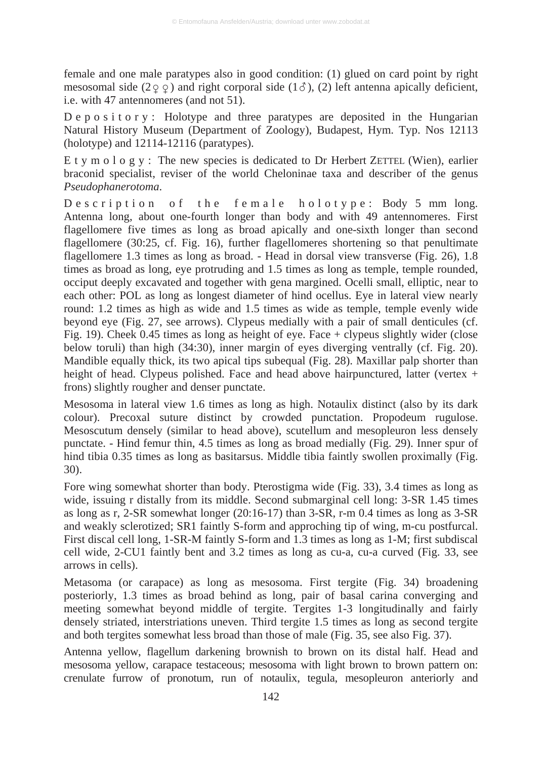female and one male paratypes also in good condition: (1) glued on card point by right mesosomal side (2♀♀) and right corporal side (1♂), (2) left antenna apically deficient, i.e. with 47 antennomeres (and not 51).

D e p o s i t o r y : Holotype and three paratypes are deposited in the Hungarian Natural History Museum (Department of Zoology), Budapest, Hym. Typ. Nos 12113 (holotype) and 12114-12116 (paratypes).

E t y m o l o g y : The new species is dedicated to Dr Herbert ZETTEL (Wien), earlier braconid specialist, reviser of the world Cheloninae taxa and describer of the genus *Pseudophanerotoma*.

D e s c r i p t i o n o f t h e f e m a l e h o l o t y p e : Body 5 mm long. Antenna long, about one-fourth longer than body and with 49 antennomeres. First flagellomere five times as long as broad apically and one-sixth longer than second flagellomere (30:25, cf. Fig. 16), further flagellomeres shortening so that penultimate flagellomere 1.3 times as long as broad. - Head in dorsal view transverse (Fig. 26), 1.8 times as broad as long, eye protruding and 1.5 times as long as temple, temple rounded, occiput deeply excavated and together with gena margined. Ocelli small, elliptic, near to each other: POL as long as longest diameter of hind ocellus. Eye in lateral view nearly round: 1.2 times as high as wide and 1.5 times as wide as temple, temple evenly wide beyond eye (Fig. 27, see arrows). Clypeus medially with a pair of small denticules (cf. Fig. 19). Cheek 0.45 times as long as height of eye. Face + clypeus slightly wider (close below toruli) than high (34:30), inner margin of eyes diverging ventrally (cf. Fig. 20). Mandible equally thick, its two apical tips subequal (Fig. 28). Maxillar palp shorter than height of head. Clypeus polished. Face and head above hairpunctured, latter (vertex + frons) slightly rougher and denser punctate.

Mesosoma in lateral view 1.6 times as long as high. Notaulix distinct (also by its dark colour). Precoxal suture distinct by crowded punctation. Propodeum rugulose. Mesoscutum densely (similar to head above), scutellum and mesopleuron less densely punctate. - Hind femur thin, 4.5 times as long as broad medially (Fig. 29). Inner spur of hind tibia 0.35 times as long as basitarsus. Middle tibia faintly swollen proximally (Fig. 30).

Fore wing somewhat shorter than body. Pterostigma wide (Fig. 33), 3.4 times as long as wide, issuing r distally from its middle. Second submarginal cell long: 3-SR 1.45 times as long as r, 2-SR somewhat longer (20:16-17) than 3-SR, r-m 0.4 times as long as 3-SR and weakly sclerotized; SR1 faintly S-form and approching tip of wing, m-cu postfurcal. First discal cell long, 1-SR-M faintly S-form and 1.3 times as long as 1-M; first subdiscal cell wide, 2-CU1 faintly bent and 3.2 times as long as cu-a, cu-a curved (Fig. 33, see arrows in cells).

Metasoma (or carapace) as long as mesosoma. First tergite (Fig. 34) broadening posteriorly, 1.3 times as broad behind as long, pair of basal carina converging and meeting somewhat beyond middle of tergite. Tergites 1-3 longitudinally and fairly densely striated, interstriations uneven. Third tergite 1.5 times as long as second tergite and both tergites somewhat less broad than those of male (Fig. 35, see also Fig. 37).

Antenna yellow, flagellum darkening brownish to brown on its distal half. Head and mesosoma yellow, carapace testaceous; mesosoma with light brown to brown pattern on: crenulate furrow of pronotum, run of notaulix, tegula, mesopleuron anteriorly and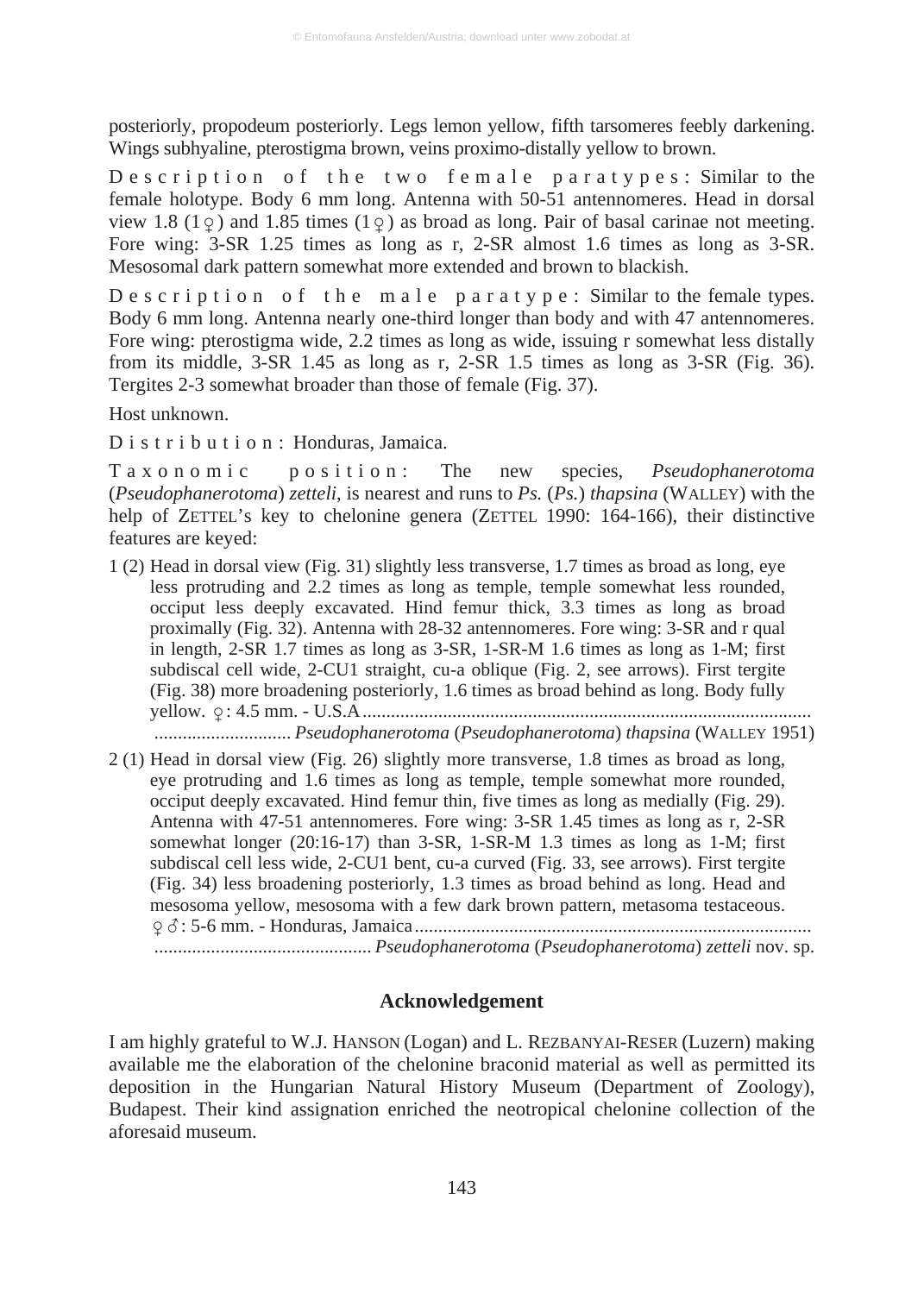posteriorly, propodeum posteriorly. Legs lemon yellow, fifth tarsomeres feebly darkening. Wings subhyaline, pterostigma brown, veins proximo-distally yellow to brown.

D e s c r i p t i o n   o f   t h e   t w o   f e m a l e   p a r a t y p e s : Similar to the female holotype. Body 6 mm long. Antenna with 50-51 antennomeres. Head in dorsal view 1.8 (1♀) and 1.85 times (1♀) as broad as long. Pair of basal carinae not meeting. Fore wing: 3-SR 1.25 times as long as r, 2-SR almost 1.6 times as long as 3-SR. Mesosomal dark pattern somewhat more extended and brown to blackish.

D e s c r i p t i o n   o f   t h e   m a l e   p a r a t y p e : Similar to the female types. Body 6 mm long. Antenna nearly one-third longer than body and with 47 antennomeres. Fore wing: pterostigma wide, 2.2 times as long as wide, issuing r somewhat less distally from its middle, 3-SR 1.45 as long as r, 2-SR 1.5 times as long as 3-SR (Fig. 36). Tergites 2-3 somewhat broader than those of female (Fig. 37).

Host unknown.

D i s t r i b u t i o n : Honduras, Jamaica.

T a x o n o m i c   p o s i t i o n : The new species, *Pseudophanerotoma* (*Pseudophanerotoma*) *zetteli*, is nearest and runs to *Ps.* (*Ps.*) *thapsina* (WALLEY) with the help of ZETTEL's key to chelonine genera (ZETTEL 1990: 164-166), their distinctive features are keyed:

1 (2) Head in dorsal view (Fig. 31) slightly less transverse, 1.7 times as broad as long, eye less protruding and 2.2 times as long as temple, temple somewhat less rounded, occiput less deeply excavated. Hind femur thick, 3.3 times as long as broad proximally (Fig. 32). Antenna with 28-32 antennomeres. Fore wing: 3-SR and r qual in length, 2-SR 1.7 times as long as 3-SR, 1-SR-M 1.6 times as long as 1-M; first subdiscal cell wide, 2-CU1 straight, cu-a oblique (Fig. 2, see arrows). First tergite (Fig. 38) more broadening posteriorly, 1.6 times as broad behind as long. Body fully yellow. ♀: 4.5 mm. - U.S.A. .............................................................................................. *Pseudophanerotoma* (*Pseudophanerotoma*) *thapsina* (WALLEY 1951)

2 (1) Head in dorsal view (Fig. 26) slightly more transverse, 1.8 times as broad as long, eye protruding and 1.6 times as long as temple, temple somewhat more rounded, occiput deeply excavated. Hind femur thin, five times as long as medially (Fig. 29). Antenna with 47-51 antennomeres. Fore wing: 3-SR 1.45 times as long as r, 2-SR somewhat longer (20:16-17) than 3-SR, 1-SR-M 1.3 times as long as 1-M; first subdiscal cell less wide, 2-CU1 bent, cu-a curved (Fig. 33, see arrows). First tergite (Fig. 34) less broadening posteriorly, 1.3 times as broad behind as long. Head and mesosoma yellow, mesosoma with a few dark brown pattern, metasoma testaceous. ♀♂: 5-6 mm. - Honduras, Jamaica .............................................................................................. *Pseudophanerotoma* (*Pseudophanerotoma*) *zetteli* nov. sp.

## Acknowledgement

I am highly grateful to W.J. HANSON (Logan) and L. REZBANYAI-RESER (Luzern) making available me the elaboration of the chelonine braconid material as well as permitted its deposition in the Hungarian Natural History Museum (Department of Zoology), Budapest. Their kind assignation enriched the neotropical chelonine collection of the aforesaid museum.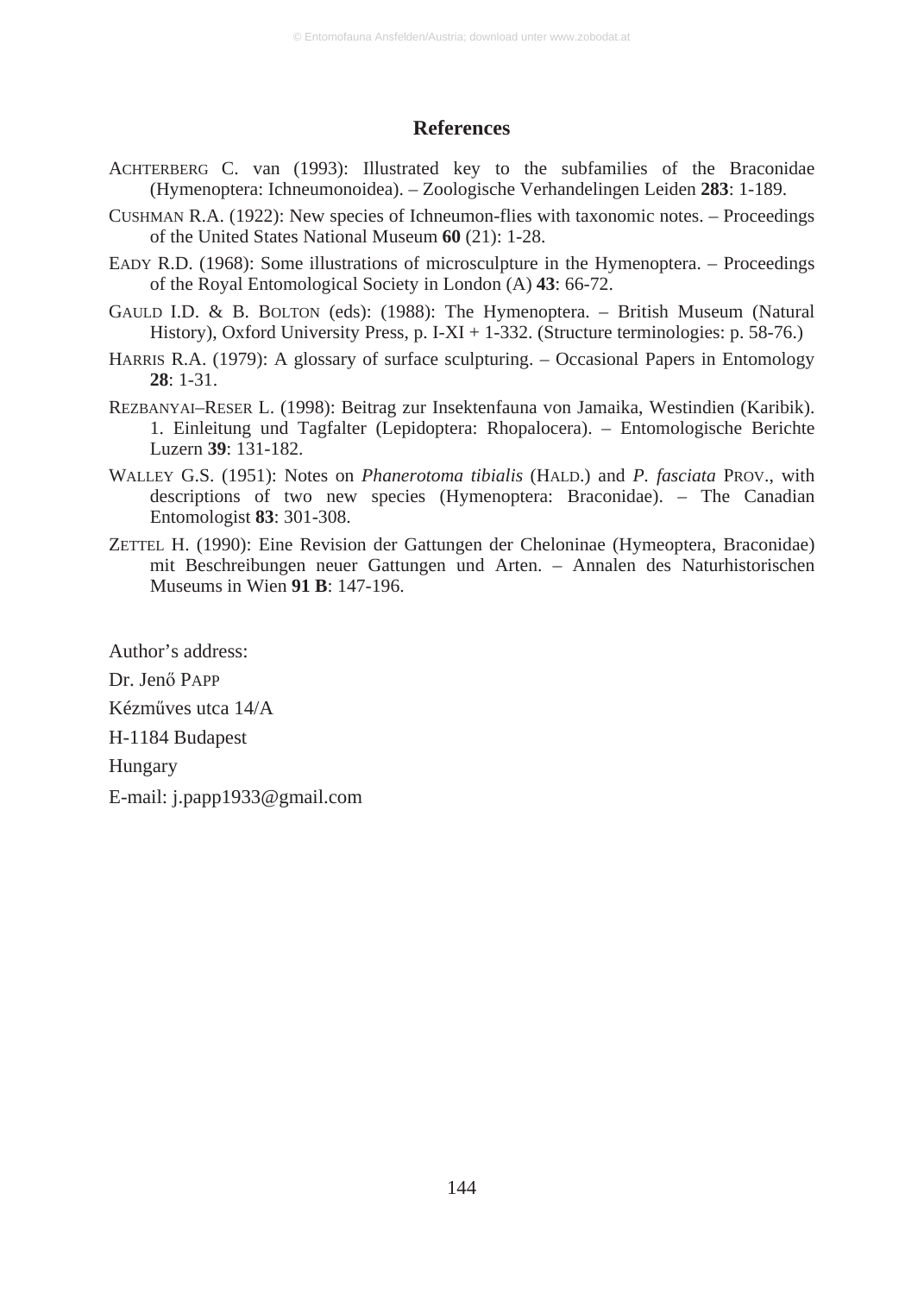## References

ACHTERBERG C. van (1993): Illustrated key to the subfamilies of the Braconidae (Hymenoptera: Ichneumonoidea). – Zoologische Verhandelingen Leiden **283**: 1-189.

CUSHMAN R.A. (1922): New species of Ichneumon-flies with taxonomic notes. – Proceedings of the United States National Museum **60** (21): 1-28.

EADY R.D. (1968): Some illustrations of microsculpture in the Hymenoptera. – Proceedings of the Royal Entomological Society in London (A) **43**: 66-72.

GAULD I.D. & B. BOLTON (eds): (1988): The Hymenoptera. – British Museum (Natural History), Oxford University Press, p. I-XI + 1-332. (Structure terminologies: p. 58-76.)

HARRIS R.A. (1979): A glossary of surface sculpturing. – Occasional Papers in Entomology **28**: 1-31.

REZBANYAI–RESER L. (1998): Beitrag zur Insektenfauna von Jamaika, Westindien (Karibik). 1. Einleitung und Tagfalter (Lepidoptera: Rhopalocera). – Entomologische Berichte Luzern **39**: 131-182.

WALLEY G.S. (1951): Notes on *Phanerotoma tibialis* (HALD.) and *P. fasciata* PROV., with descriptions of two new species (Hymenoptera: Braconidae). – The Canadian Entomologist **83**: 301-308.

ZETTEL H. (1990): Eine Revision der Gattungen der Cheloninae (Hymeoptera, Braconidae) mit Beschreibungen neuer Gattungen und Arten. – Annalen des Naturhistorischen Museums in Wien **91 B**: 147-196.

Author's address:

Dr. Jenő PAPP

Kézműves utca 14/A

H-1184 Budapest

Hungary

E-mail: j.papp1933@gmail.com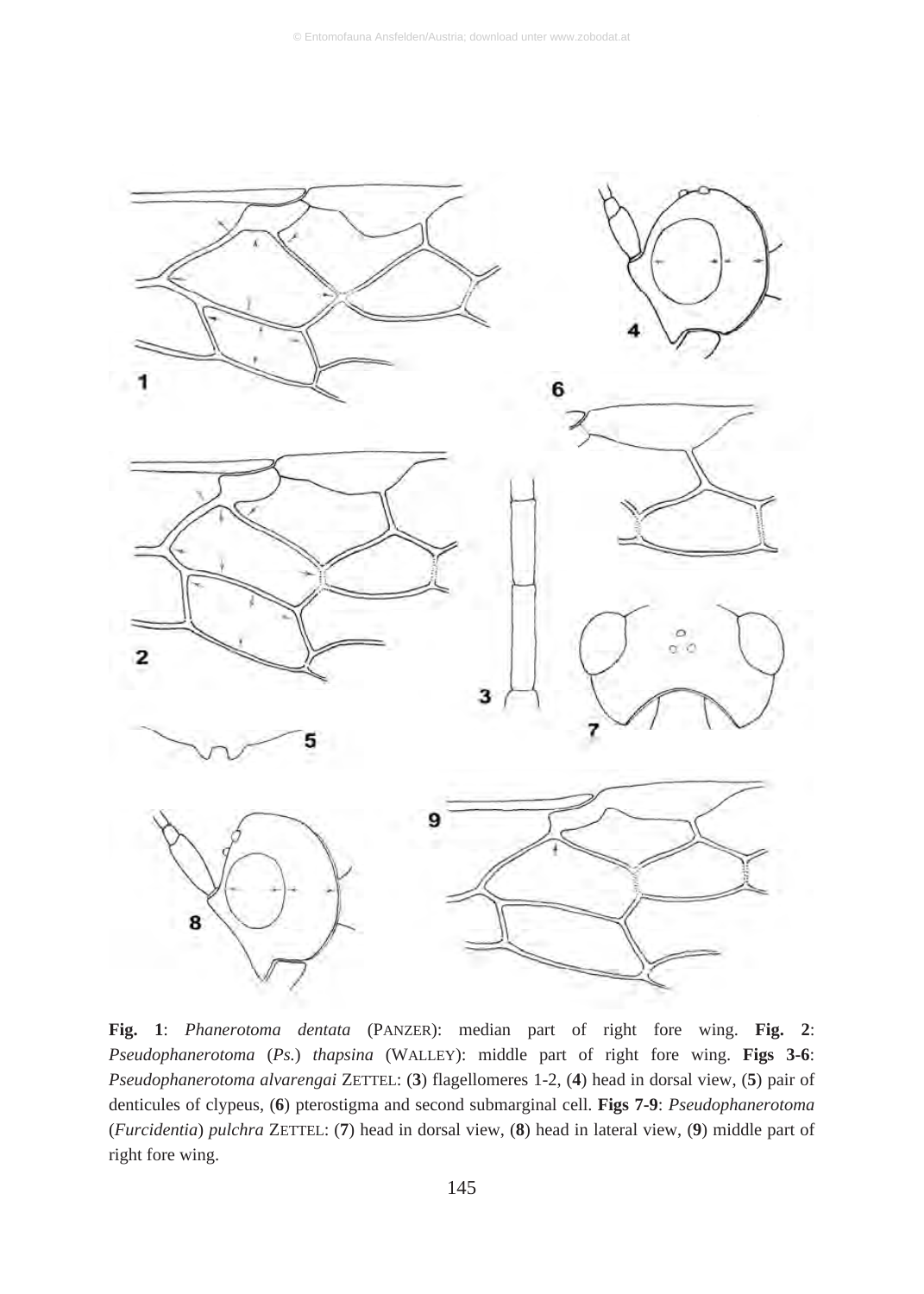**Fig. 1**: *Phanerotoma dentata* (PANZER): median part of right fore wing. **Fig. 2**: *Pseudophanerotoma* (*Ps.*) *thapsina* (WALLEY): middle part of right fore wing. **Figs 3-6**: *Pseudophanerotoma alvarengai* ZETTEL: (**3**) flagellomeres 1-2, (**4**) head in dorsal view, (**5**) pair of denticules of clypeus, (**6**) pterostigma and second submarginal cell. **Figs 7-9**: *Pseudophanerotoma* (*Furcidentia*) *pulchra* ZETTEL: (**7**) head in dorsal view, (**8**) head in lateral view, (**9**) middle part of right fore wing.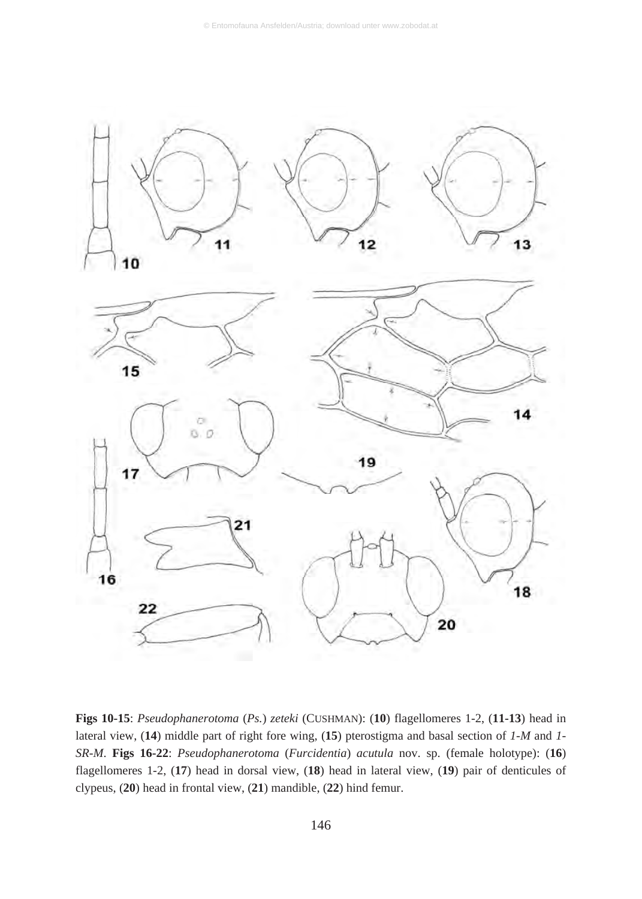**Figs 10-15**: *Pseudophanerotoma* (*Ps.*) *zeteki* (CUSHMAN): (**10**) flagellomeres 1-2, (**11-13**) head in lateral view, (**14**) middle part of right fore wing, (**15**) pterostigma and basal section of *1-M* and *1-SR-M*. **Figs 16-22**: *Pseudophanerotoma* (*Furcidentia*) *acutula* nov. sp. (female holotype): (**16**) flagellomeres 1-2, (**17**) head in dorsal view, (**18**) head in lateral view, (**19**) pair of denticules of clypeus, (**20**) head in frontal view, (**21**) mandible, (**22**) hind femur.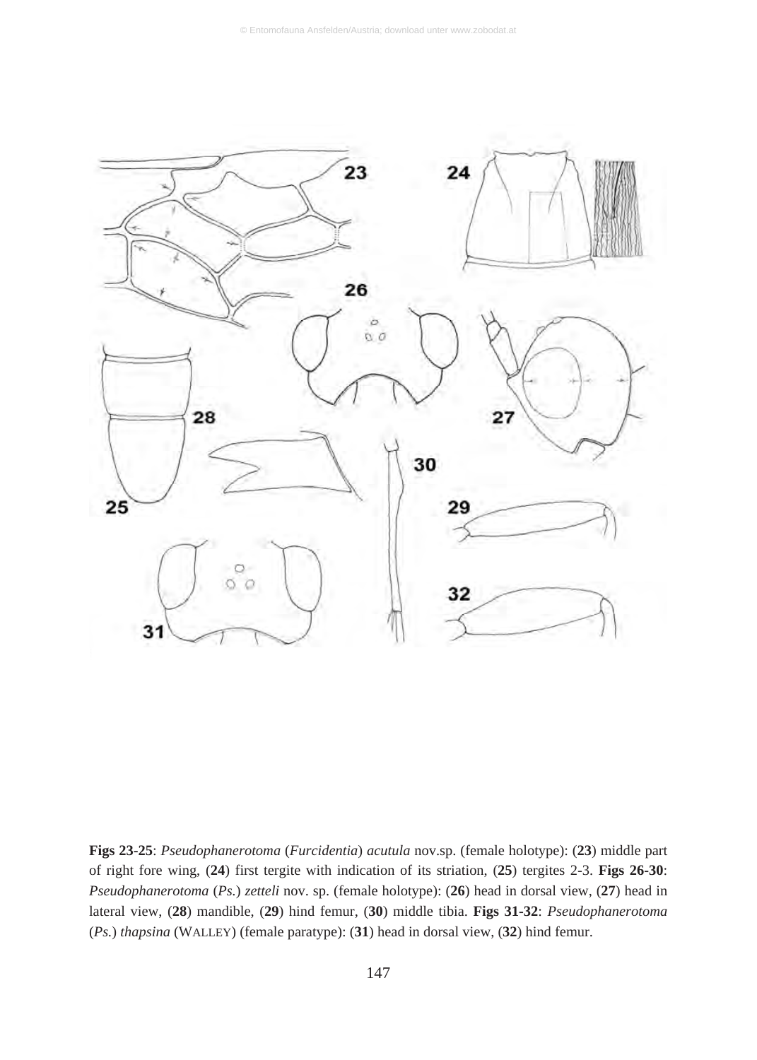**Figs 23-25**: *Pseudophanerotoma* (*Furcidentia*) *acutula* nov.sp. (female holotype): (**23**) middle part of right fore wing, (**24**) first tergite with indication of its striation, (**25**) tergites 2-3. **Figs 26-30**: *Pseudophanerotoma* (*Ps.*) *zetteli* nov. sp. (female holotype): (**26**) head in dorsal view, (**27**) head in lateral view, (**28**) mandible, (**29**) hind femur, (**30**) middle tibia. **Figs 31-32**: *Pseudophanerotoma* (*Ps.*) *thapsina* (WALLEY) (female paratype): (**31**) head in dorsal view, (**32**) hind femur.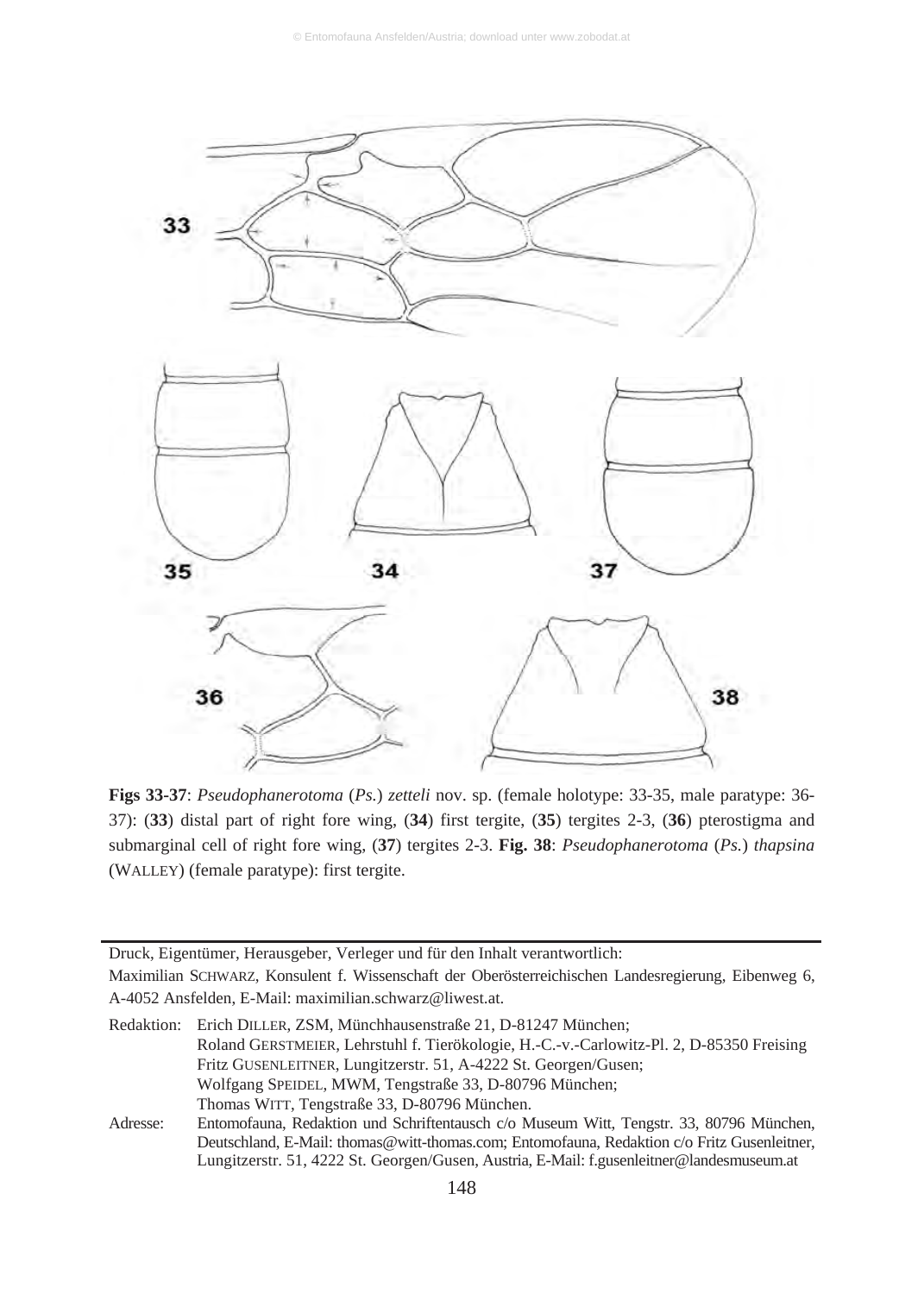**Figs 33-37**: *Pseudophanerotoma* (*Ps.*) *zetteli* nov. sp. (female holotype: 33-35, male paratype: 36-37): (**33**) distal part of right fore wing, (**34**) first tergite, (**35**) tergites 2-3, (**36**) pterostigma and submarginal cell of right fore wing, (**37**) tergites 2-3. **Fig. 38**: *Pseudophanerotoma* (*Ps.*) *thapsina* (WALLEY) (female paratype): first tergite.

---

Druck, Eigentümer, Herausgeber, Verleger und für den Inhalt verantwortlich:
Maximilian SCHWARZ, Konsulent f. Wissenschaft der Oberösterreichischen Landesregierung, Eibenweg 6, A-4052 Ansfelden, E-Mail: maximilian.schwarz@liwest.at.

Redaktion: Erich DILLER, ZSM, Münchhausenstraße 21, D-81247 München;
Roland GERSTMEIER, Lehrstuhl f. Tierökologie, H.-C.-v.-Carlowitz-Pl. 2, D-85350 Freising
Fritz GUSENLEITNER, Lungitzerstr. 51, A-4222 St. Georgen/Gusen;
Wolfgang SPEIDEL, MWM, Tengstraße 33, D-80796 München;
Thomas WITT, Tengstraße 33, D-80796 München.

Adresse: Entomofauna, Redaktion und Schriftentausch c/o Museum Witt, Tengstr. 33, 80796 München, Deutschland, E-Mail: thomas@witt-thomas.com; Entomofauna, Redaktion c/o Fritz Gusenleitner, Lungitzerstr. 51, 4222 St. Georgen/Gusen, Austria, E-Mail: f.gusenleitner@landesmuseum.at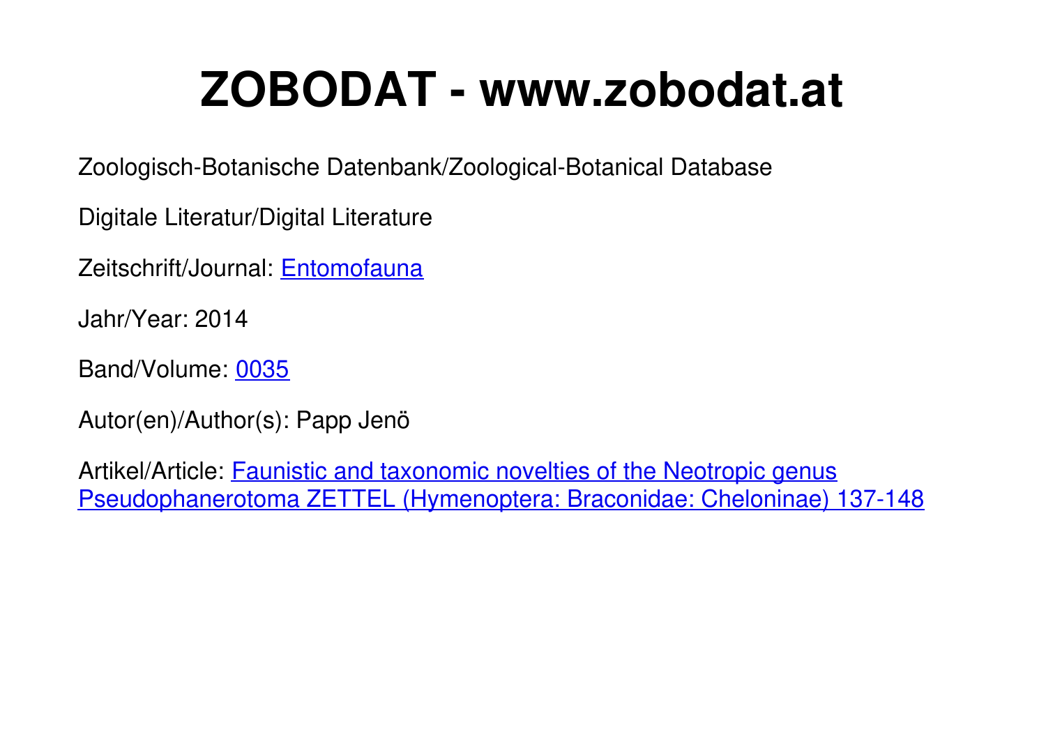# ZOBODAT - www.zobodat.at

Zoologisch-Botanische Datenbank/Zoological-Botanical Database

Digitale Literatur/Digital Literature

Zeitschrift/Journal: Entomofauna

Jahr/Year: 2014

Band/Volume: 0035

Autor(en)/Author(s): Papp Jenö

Artikel/Article: Faunistic and taxonomic novelties of the Neotropic genus Pseudophanerotoma ZETTEL (Hymenoptera: Braconidae: Cheloninae) 137-148